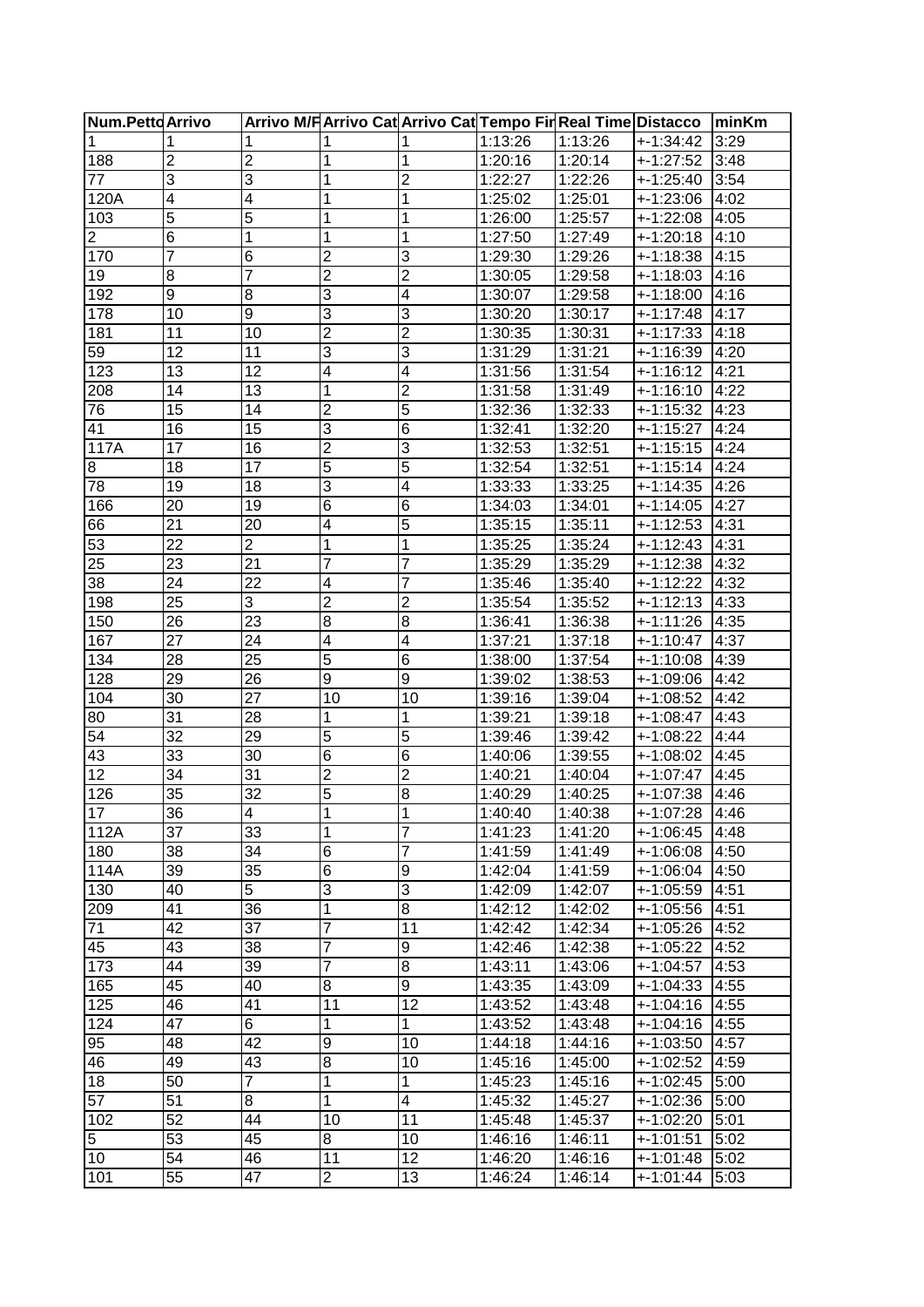| Num.Petto | Arrivo | Arrivo M/F | Arrivo Cat | Arrivo Cat | Tempo Fir | Real Time | Distacco | minKm |
|---|---|---|---|---|---|---|---|---|
| 1 | 1 | 1 | 1 | 1 | 1:13:26 | 1:13:26 | +-1:34:42 | 3:29 |
| 188 | 2 | 2 | 1 | 1 | 1:20:16 | 1:20:14 | +-1:27:52 | 3:48 |
| 77 | 3 | 3 | 1 | 2 | 1:22:27 | 1:22:26 | +-1:25:40 | 3:54 |
| 120A | 4 | 4 | 1 | 1 | 1:25:02 | 1:25:01 | +-1:23:06 | 4:02 |
| 103 | 5 | 5 | 1 | 1 | 1:26:00 | 1:25:57 | +-1:22:08 | 4:05 |
| 2 | 6 | 1 | 1 | 1 | 1:27:50 | 1:27:49 | +-1:20:18 | 4:10 |
| 170 | 7 | 6 | 2 | 3 | 1:29:30 | 1:29:26 | +-1:18:38 | 4:15 |
| 19 | 8 | 7 | 2 | 2 | 1:30:05 | 1:29:58 | +-1:18:03 | 4:16 |
| 192 | 9 | 8 | 3 | 4 | 1:30:07 | 1:29:58 | +-1:18:00 | 4:16 |
| 178 | 10 | 9 | 3 | 3 | 1:30:20 | 1:30:17 | +-1:17:48 | 4:17 |
| 181 | 11 | 10 | 2 | 2 | 1:30:35 | 1:30:31 | +-1:17:33 | 4:18 |
| 59 | 12 | 11 | 3 | 3 | 1:31:29 | 1:31:21 | +-1:16:39 | 4:20 |
| 123 | 13 | 12 | 4 | 4 | 1:31:56 | 1:31:54 | +-1:16:12 | 4:21 |
| 208 | 14 | 13 | 1 | 2 | 1:31:58 | 1:31:49 | +-1:16:10 | 4:22 |
| 76 | 15 | 14 | 2 | 5 | 1:32:36 | 1:32:33 | +-1:15:32 | 4:23 |
| 41 | 16 | 15 | 3 | 6 | 1:32:41 | 1:32:20 | +-1:15:27 | 4:24 |
| 117A | 17 | 16 | 2 | 3 | 1:32:53 | 1:32:51 | +-1:15:15 | 4:24 |
| 8 | 18 | 17 | 5 | 5 | 1:32:54 | 1:32:51 | +-1:15:14 | 4:24 |
| 78 | 19 | 18 | 3 | 4 | 1:33:33 | 1:33:25 | +-1:14:35 | 4:26 |
| 166 | 20 | 19 | 6 | 6 | 1:34:03 | 1:34:01 | +-1:14:05 | 4:27 |
| 66 | 21 | 20 | 4 | 5 | 1:35:15 | 1:35:11 | +-1:12:53 | 4:31 |
| 53 | 22 | 2 | 1 | 1 | 1:35:25 | 1:35:24 | +-1:12:43 | 4:31 |
| 25 | 23 | 21 | 7 | 7 | 1:35:29 | 1:35:29 | +-1:12:38 | 4:32 |
| 38 | 24 | 22 | 4 | 7 | 1:35:46 | 1:35:40 | +-1:12:22 | 4:32 |
| 198 | 25 | 3 | 2 | 2 | 1:35:54 | 1:35:52 | +-1:12:13 | 4:33 |
| 150 | 26 | 23 | 8 | 8 | 1:36:41 | 1:36:38 | +-1:11:26 | 4:35 |
| 167 | 27 | 24 | 4 | 4 | 1:37:21 | 1:37:18 | +-1:10:47 | 4:37 |
| 134 | 28 | 25 | 5 | 6 | 1:38:00 | 1:37:54 | +-1:10:08 | 4:39 |
| 128 | 29 | 26 | 9 | 9 | 1:39:02 | 1:38:53 | +-1:09:06 | 4:42 |
| 104 | 30 | 27 | 10 | 10 | 1:39:16 | 1:39:04 | +-1:08:52 | 4:42 |
| 80 | 31 | 28 | 1 | 1 | 1:39:21 | 1:39:18 | +-1:08:47 | 4:43 |
| 54 | 32 | 29 | 5 | 5 | 1:39:46 | 1:39:42 | +-1:08:22 | 4:44 |
| 43 | 33 | 30 | 6 | 6 | 1:40:06 | 1:39:55 | +-1:08:02 | 4:45 |
| 12 | 34 | 31 | 2 | 2 | 1:40:21 | 1:40:04 | +-1:07:47 | 4:45 |
| 126 | 35 | 32 | 5 | 8 | 1:40:29 | 1:40:25 | +-1:07:38 | 4:46 |
| 17 | 36 | 4 | 1 | 1 | 1:40:40 | 1:40:38 | +-1:07:28 | 4:46 |
| 112A | 37 | 33 | 1 | 7 | 1:41:23 | 1:41:20 | +-1:06:45 | 4:48 |
| 180 | 38 | 34 | 6 | 7 | 1:41:59 | 1:41:49 | +-1:06:08 | 4:50 |
| 114A | 39 | 35 | 6 | 9 | 1:42:04 | 1:41:59 | +-1:06:04 | 4:50 |
| 130 | 40 | 5 | 3 | 3 | 1:42:09 | 1:42:07 | +-1:05:59 | 4:51 |
| 209 | 41 | 36 | 1 | 8 | 1:42:12 | 1:42:02 | +-1:05:56 | 4:51 |
| 71 | 42 | 37 | 7 | 11 | 1:42:42 | 1:42:34 | +-1:05:26 | 4:52 |
| 45 | 43 | 38 | 7 | 9 | 1:42:46 | 1:42:38 | +-1:05:22 | 4:52 |
| 173 | 44 | 39 | 7 | 8 | 1:43:11 | 1:43:06 | +-1:04:57 | 4:53 |
| 165 | 45 | 40 | 8 | 9 | 1:43:35 | 1:43:09 | +-1:04:33 | 4:55 |
| 125 | 46 | 41 | 11 | 12 | 1:43:52 | 1:43:48 | +-1:04:16 | 4:55 |
| 124 | 47 | 6 | 1 | 1 | 1:43:52 | 1:43:48 | +-1:04:16 | 4:55 |
| 95 | 48 | 42 | 9 | 10 | 1:44:18 | 1:44:16 | +-1:03:50 | 4:57 |
| 46 | 49 | 43 | 8 | 10 | 1:45:16 | 1:45:00 | +-1:02:52 | 4:59 |
| 18 | 50 | 7 | 1 | 1 | 1:45:23 | 1:45:16 | +-1:02:45 | 5:00 |
| 57 | 51 | 8 | 1 | 4 | 1:45:32 | 1:45:27 | +-1:02:36 | 5:00 |
| 102 | 52 | 44 | 10 | 11 | 1:45:48 | 1:45:37 | +-1:02:20 | 5:01 |
| 5 | 53 | 45 | 8 | 10 | 1:46:16 | 1:46:11 | +-1:01:51 | 5:02 |
| 10 | 54 | 46 | 11 | 12 | 1:46:20 | 1:46:16 | +-1:01:48 | 5:02 |
| 101 | 55 | 47 | 2 | 13 | 1:46:24 | 1:46:14 | +-1:01:44 | 5:03 |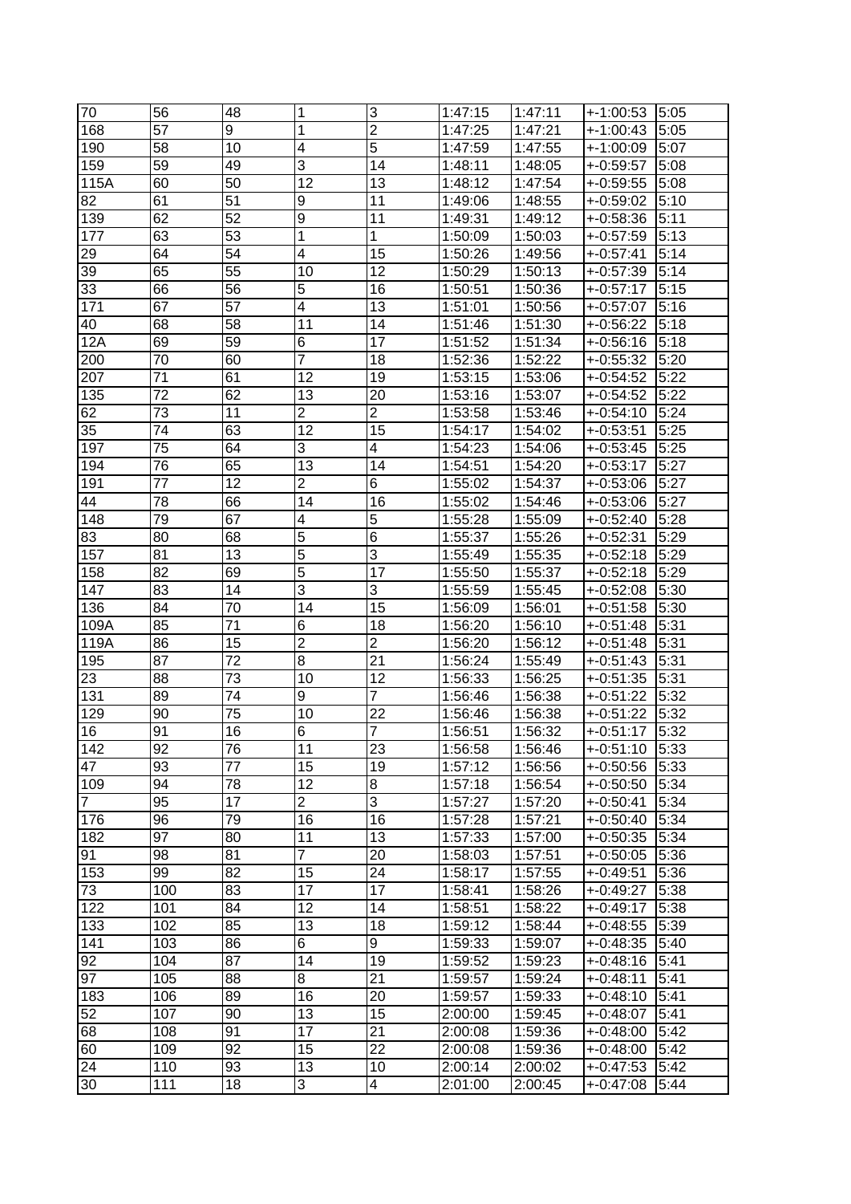| 70 | 56 | 48 | 1 | 3 | 1:47:15 | 1:47:11 | +-1:00:53 | 5:05 |
|---|---|---|---|---|---|---|---|---|
| 168 | 57 | 9 | 1 | 2 | 1:47:25 | 1:47:21 | +-1:00:43 | 5:05 |
| 190 | 58 | 10 | 4 | 5 | 1:47:59 | 1:47:55 | +-1:00:09 | 5:07 |
| 159 | 59 | 49 | 3 | 14 | 1:48:11 | 1:48:05 | +-0:59:57 | 5:08 |
| 115A | 60 | 50 | 12 | 13 | 1:48:12 | 1:47:54 | +-0:59:55 | 5:08 |
| 82 | 61 | 51 | 9 | 11 | 1:49:06 | 1:48:55 | +-0:59:02 | 5:10 |
| 139 | 62 | 52 | 9 | 11 | 1:49:31 | 1:49:12 | +-0:58:36 | 5:11 |
| 177 | 63 | 53 | 1 | 1 | 1:50:09 | 1:50:03 | +-0:57:59 | 5:13 |
| 29 | 64 | 54 | 4 | 15 | 1:50:26 | 1:49:56 | +-0:57:41 | 5:14 |
| 39 | 65 | 55 | 10 | 12 | 1:50:29 | 1:50:13 | +-0:57:39 | 5:14 |
| 33 | 66 | 56 | 5 | 16 | 1:50:51 | 1:50:36 | +-0:57:17 | 5:15 |
| 171 | 67 | 57 | 4 | 13 | 1:51:01 | 1:50:56 | +-0:57:07 | 5:16 |
| 40 | 68 | 58 | 11 | 14 | 1:51:46 | 1:51:30 | +-0:56:22 | 5:18 |
| 12A | 69 | 59 | 6 | 17 | 1:51:52 | 1:51:34 | +-0:56:16 | 5:18 |
| 200 | 70 | 60 | 7 | 18 | 1:52:36 | 1:52:22 | +-0:55:32 | 5:20 |
| 207 | 71 | 61 | 12 | 19 | 1:53:15 | 1:53:06 | +-0:54:52 | 5:22 |
| 135 | 72 | 62 | 13 | 20 | 1:53:16 | 1:53:07 | +-0:54:52 | 5:22 |
| 62 | 73 | 11 | 2 | 2 | 1:53:58 | 1:53:46 | +-0:54:10 | 5:24 |
| 35 | 74 | 63 | 12 | 15 | 1:54:17 | 1:54:02 | +-0:53:51 | 5:25 |
| 197 | 75 | 64 | 3 | 4 | 1:54:23 | 1:54:06 | +-0:53:45 | 5:25 |
| 194 | 76 | 65 | 13 | 14 | 1:54:51 | 1:54:20 | +-0:53:17 | 5:27 |
| 191 | 77 | 12 | 2 | 6 | 1:55:02 | 1:54:37 | +-0:53:06 | 5:27 |
| 44 | 78 | 66 | 14 | 16 | 1:55:02 | 1:54:46 | +-0:53:06 | 5:27 |
| 148 | 79 | 67 | 4 | 5 | 1:55:28 | 1:55:09 | +-0:52:40 | 5:28 |
| 83 | 80 | 68 | 5 | 6 | 1:55:37 | 1:55:26 | +-0:52:31 | 5:29 |
| 157 | 81 | 13 | 5 | 3 | 1:55:49 | 1:55:35 | +-0:52:18 | 5:29 |
| 158 | 82 | 69 | 5 | 17 | 1:55:50 | 1:55:37 | +-0:52:18 | 5:29 |
| 147 | 83 | 14 | 3 | 3 | 1:55:59 | 1:55:45 | +-0:52:08 | 5:30 |
| 136 | 84 | 70 | 14 | 15 | 1:56:09 | 1:56:01 | +-0:51:58 | 5:30 |
| 109A | 85 | 71 | 6 | 18 | 1:56:20 | 1:56:10 | +-0:51:48 | 5:31 |
| 119A | 86 | 15 | 2 | 2 | 1:56:20 | 1:56:12 | +-0:51:48 | 5:31 |
| 195 | 87 | 72 | 8 | 21 | 1:56:24 | 1:55:49 | +-0:51:43 | 5:31 |
| 23 | 88 | 73 | 10 | 12 | 1:56:33 | 1:56:25 | +-0:51:35 | 5:31 |
| 131 | 89 | 74 | 9 | 7 | 1:56:46 | 1:56:38 | +-0:51:22 | 5:32 |
| 129 | 90 | 75 | 10 | 22 | 1:56:46 | 1:56:38 | +-0:51:22 | 5:32 |
| 16 | 91 | 16 | 6 | 7 | 1:56:51 | 1:56:32 | +-0:51:17 | 5:32 |
| 142 | 92 | 76 | 11 | 23 | 1:56:58 | 1:56:46 | +-0:51:10 | 5:33 |
| 47 | 93 | 77 | 15 | 19 | 1:57:12 | 1:56:56 | +-0:50:56 | 5:33 |
| 109 | 94 | 78 | 12 | 8 | 1:57:18 | 1:56:54 | +-0:50:50 | 5:34 |
| 7 | 95 | 17 | 2 | 3 | 1:57:27 | 1:57:20 | +-0:50:41 | 5:34 |
| 176 | 96 | 79 | 16 | 16 | 1:57:28 | 1:57:21 | +-0:50:40 | 5:34 |
| 182 | 97 | 80 | 11 | 13 | 1:57:33 | 1:57:00 | +-0:50:35 | 5:34 |
| 91 | 98 | 81 | 7 | 20 | 1:58:03 | 1:57:51 | +-0:50:05 | 5:36 |
| 153 | 99 | 82 | 15 | 24 | 1:58:17 | 1:57:55 | +-0:49:51 | 5:36 |
| 73 | 100 | 83 | 17 | 17 | 1:58:41 | 1:58:26 | +-0:49:27 | 5:38 |
| 122 | 101 | 84 | 12 | 14 | 1:58:51 | 1:58:22 | +-0:49:17 | 5:38 |
| 133 | 102 | 85 | 13 | 18 | 1:59:12 | 1:58:44 | +-0:48:55 | 5:39 |
| 141 | 103 | 86 | 6 | 9 | 1:59:33 | 1:59:07 | +-0:48:35 | 5:40 |
| 92 | 104 | 87 | 14 | 19 | 1:59:52 | 1:59:23 | +-0:48:16 | 5:41 |
| 97 | 105 | 88 | 8 | 21 | 1:59:57 | 1:59:24 | +-0:48:11 | 5:41 |
| 183 | 106 | 89 | 16 | 20 | 1:59:57 | 1:59:33 | +-0:48:10 | 5:41 |
| 52 | 107 | 90 | 13 | 15 | 2:00:00 | 1:59:45 | +-0:48:07 | 5:41 |
| 68 | 108 | 91 | 17 | 21 | 2:00:08 | 1:59:36 | +-0:48:00 | 5:42 |
| 60 | 109 | 92 | 15 | 22 | 2:00:08 | 1:59:36 | +-0:48:00 | 5:42 |
| 24 | 110 | 93 | 13 | 10 | 2:00:14 | 2:00:02 | +-0:47:53 | 5:42 |
| 30 | 111 | 18 | 3 | 4 | 2:01:00 | 2:00:45 | +-0:47:08 | 5:44 |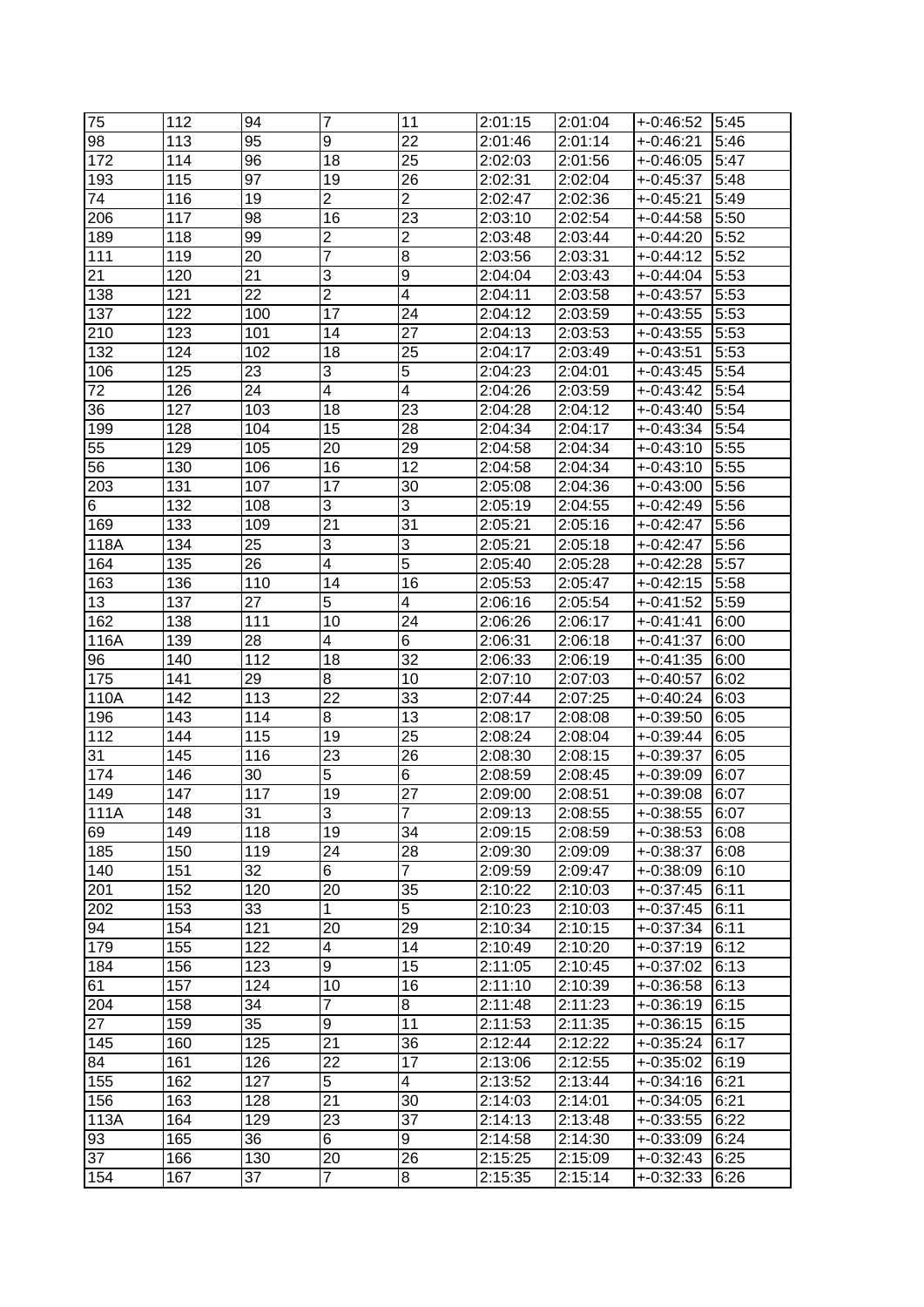| | | | | | | | | |
|---|---|---|---|---|---|---|---|---|
| 75 | 112 | 94 | 7 | 11 | 2:01:15 | 2:01:04 | +-0:46:52 | 5:45 |
| 98 | 113 | 95 | 9 | 22 | 2:01:46 | 2:01:14 | +-0:46:21 | 5:46 |
| 172 | 114 | 96 | 18 | 25 | 2:02:03 | 2:01:56 | +-0:46:05 | 5:47 |
| 193 | 115 | 97 | 19 | 26 | 2:02:31 | 2:02:04 | +-0:45:37 | 5:48 |
| 74 | 116 | 19 | 2 | 2 | 2:02:47 | 2:02:36 | +-0:45:21 | 5:49 |
| 206 | 117 | 98 | 16 | 23 | 2:03:10 | 2:02:54 | +-0:44:58 | 5:50 |
| 189 | 118 | 99 | 2 | 2 | 2:03:48 | 2:03:44 | +-0:44:20 | 5:52 |
| 111 | 119 | 20 | 7 | 8 | 2:03:56 | 2:03:31 | +-0:44:12 | 5:52 |
| 21 | 120 | 21 | 3 | 9 | 2:04:04 | 2:03:43 | +-0:44:04 | 5:53 |
| 138 | 121 | 22 | 2 | 4 | 2:04:11 | 2:03:58 | +-0:43:57 | 5:53 |
| 137 | 122 | 100 | 17 | 24 | 2:04:12 | 2:03:59 | +-0:43:55 | 5:53 |
| 210 | 123 | 101 | 14 | 27 | 2:04:13 | 2:03:53 | +-0:43:55 | 5:53 |
| 132 | 124 | 102 | 18 | 25 | 2:04:17 | 2:03:49 | +-0:43:51 | 5:53 |
| 106 | 125 | 23 | 3 | 5 | 2:04:23 | 2:04:01 | +-0:43:45 | 5:54 |
| 72 | 126 | 24 | 4 | 4 | 2:04:26 | 2:03:59 | +-0:43:42 | 5:54 |
| 36 | 127 | 103 | 18 | 23 | 2:04:28 | 2:04:12 | +-0:43:40 | 5:54 |
| 199 | 128 | 104 | 15 | 28 | 2:04:34 | 2:04:17 | +-0:43:34 | 5:54 |
| 55 | 129 | 105 | 20 | 29 | 2:04:58 | 2:04:34 | +-0:43:10 | 5:55 |
| 56 | 130 | 106 | 16 | 12 | 2:04:58 | 2:04:34 | +-0:43:10 | 5:55 |
| 203 | 131 | 107 | 17 | 30 | 2:05:08 | 2:04:36 | +-0:43:00 | 5:56 |
| 6 | 132 | 108 | 3 | 3 | 2:05:19 | 2:04:55 | +-0:42:49 | 5:56 |
| 169 | 133 | 109 | 21 | 31 | 2:05:21 | 2:05:16 | +-0:42:47 | 5:56 |
| 118A | 134 | 25 | 3 | 3 | 2:05:21 | 2:05:18 | +-0:42:47 | 5:56 |
| 164 | 135 | 26 | 4 | 5 | 2:05:40 | 2:05:28 | +-0:42:28 | 5:57 |
| 163 | 136 | 110 | 14 | 16 | 2:05:53 | 2:05:47 | +-0:42:15 | 5:58 |
| 13 | 137 | 27 | 5 | 4 | 2:06:16 | 2:05:54 | +-0:41:52 | 5:59 |
| 162 | 138 | 111 | 10 | 24 | 2:06:26 | 2:06:17 | +-0:41:41 | 6:00 |
| 116A | 139 | 28 | 4 | 6 | 2:06:31 | 2:06:18 | +-0:41:37 | 6:00 |
| 96 | 140 | 112 | 18 | 32 | 2:06:33 | 2:06:19 | +-0:41:35 | 6:00 |
| 175 | 141 | 29 | 8 | 10 | 2:07:10 | 2:07:03 | +-0:40:57 | 6:02 |
| 110A | 142 | 113 | 22 | 33 | 2:07:44 | 2:07:25 | +-0:40:24 | 6:03 |
| 196 | 143 | 114 | 8 | 13 | 2:08:17 | 2:08:08 | +-0:39:50 | 6:05 |
| 112 | 144 | 115 | 19 | 25 | 2:08:24 | 2:08:04 | +-0:39:44 | 6:05 |
| 31 | 145 | 116 | 23 | 26 | 2:08:30 | 2:08:15 | +-0:39:37 | 6:05 |
| 174 | 146 | 30 | 5 | 6 | 2:08:59 | 2:08:45 | +-0:39:09 | 6:07 |
| 149 | 147 | 117 | 19 | 27 | 2:09:00 | 2:08:51 | +-0:39:08 | 6:07 |
| 111A | 148 | 31 | 3 | 7 | 2:09:13 | 2:08:55 | +-0:38:55 | 6:07 |
| 69 | 149 | 118 | 19 | 34 | 2:09:15 | 2:08:59 | +-0:38:53 | 6:08 |
| 185 | 150 | 119 | 24 | 28 | 2:09:30 | 2:09:09 | +-0:38:37 | 6:08 |
| 140 | 151 | 32 | 6 | 7 | 2:09:59 | 2:09:47 | +-0:38:09 | 6:10 |
| 201 | 152 | 120 | 20 | 35 | 2:10:22 | 2:10:03 | +-0:37:45 | 6:11 |
| 202 | 153 | 33 | 1 | 5 | 2:10:23 | 2:10:03 | +-0:37:45 | 6:11 |
| 94 | 154 | 121 | 20 | 29 | 2:10:34 | 2:10:15 | +-0:37:34 | 6:11 |
| 179 | 155 | 122 | 4 | 14 | 2:10:49 | 2:10:20 | +-0:37:19 | 6:12 |
| 184 | 156 | 123 | 9 | 15 | 2:11:05 | 2:10:45 | +-0:37:02 | 6:13 |
| 61 | 157 | 124 | 10 | 16 | 2:11:10 | 2:10:39 | +-0:36:58 | 6:13 |
| 204 | 158 | 34 | 7 | 8 | 2:11:48 | 2:11:23 | +-0:36:19 | 6:15 |
| 27 | 159 | 35 | 9 | 11 | 2:11:53 | 2:11:35 | +-0:36:15 | 6:15 |
| 145 | 160 | 125 | 21 | 36 | 2:12:44 | 2:12:22 | +-0:35:24 | 6:17 |
| 84 | 161 | 126 | 22 | 17 | 2:13:06 | 2:12:55 | +-0:35:02 | 6:19 |
| 155 | 162 | 127 | 5 | 4 | 2:13:52 | 2:13:44 | +-0:34:16 | 6:21 |
| 156 | 163 | 128 | 21 | 30 | 2:14:03 | 2:14:01 | +-0:34:05 | 6:21 |
| 113A | 164 | 129 | 23 | 37 | 2:14:13 | 2:13:48 | +-0:33:55 | 6:22 |
| 93 | 165 | 36 | 6 | 9 | 2:14:58 | 2:14:30 | +-0:33:09 | 6:24 |
| 37 | 166 | 130 | 20 | 26 | 2:15:25 | 2:15:09 | +-0:32:43 | 6:25 |
| 154 | 167 | 37 | 7 | 8 | 2:15:35 | 2:15:14 | +-0:32:33 | 6:26 |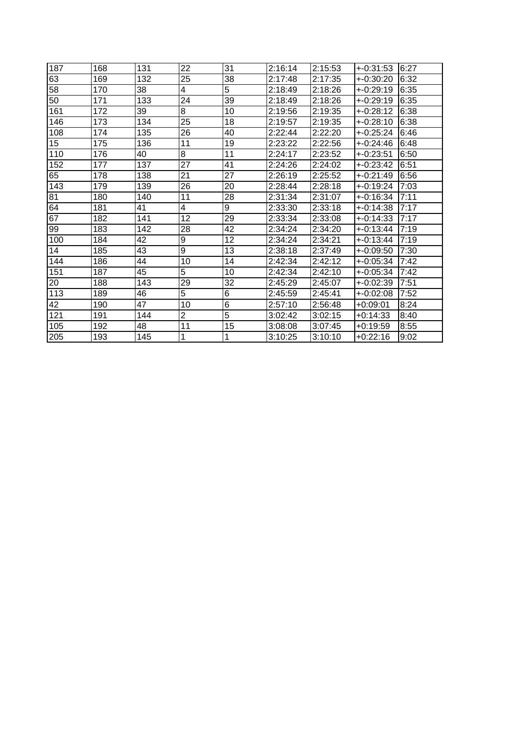| | | | | | | | | |
|---|---|---|---|---|---|---|---|---|
| 187 | 168 | 131 | 22 | 31 | 2:16:14 | 2:15:53 | +-0:31:53 | 6:27 |
| 63 | 169 | 132 | 25 | 38 | 2:17:48 | 2:17:35 | +-0:30:20 | 6:32 |
| 58 | 170 | 38 | 4 | 5 | 2:18:49 | 2:18:26 | +-0:29:19 | 6:35 |
| 50 | 171 | 133 | 24 | 39 | 2:18:49 | 2:18:26 | +-0:29:19 | 6:35 |
| 161 | 172 | 39 | 8 | 10 | 2:19:56 | 2:19:35 | +-0:28:12 | 6:38 |
| 146 | 173 | 134 | 25 | 18 | 2:19:57 | 2:19:35 | +-0:28:10 | 6:38 |
| 108 | 174 | 135 | 26 | 40 | 2:22:44 | 2:22:20 | +-0:25:24 | 6:46 |
| 15 | 175 | 136 | 11 | 19 | 2:23:22 | 2:22:56 | +-0:24:46 | 6:48 |
| 110 | 176 | 40 | 8 | 11 | 2:24:17 | 2:23:52 | +-0:23:51 | 6:50 |
| 152 | 177 | 137 | 27 | 41 | 2:24:26 | 2:24:02 | +-0:23:42 | 6:51 |
| 65 | 178 | 138 | 21 | 27 | 2:26:19 | 2:25:52 | +-0:21:49 | 6:56 |
| 143 | 179 | 139 | 26 | 20 | 2:28:44 | 2:28:18 | +-0:19:24 | 7:03 |
| 81 | 180 | 140 | 11 | 28 | 2:31:34 | 2:31:07 | +-0:16:34 | 7:11 |
| 64 | 181 | 41 | 4 | 9 | 2:33:30 | 2:33:18 | +-0:14:38 | 7:17 |
| 67 | 182 | 141 | 12 | 29 | 2:33:34 | 2:33:08 | +-0:14:33 | 7:17 |
| 99 | 183 | 142 | 28 | 42 | 2:34:24 | 2:34:20 | +-0:13:44 | 7:19 |
| 100 | 184 | 42 | 9 | 12 | 2:34:24 | 2:34:21 | +-0:13:44 | 7:19 |
| 14 | 185 | 43 | 9 | 13 | 2:38:18 | 2:37:49 | +-0:09:50 | 7:30 |
| 144 | 186 | 44 | 10 | 14 | 2:42:34 | 2:42:12 | +-0:05:34 | 7:42 |
| 151 | 187 | 45 | 5 | 10 | 2:42:34 | 2:42:10 | +-0:05:34 | 7:42 |
| 20 | 188 | 143 | 29 | 32 | 2:45:29 | 2:45:07 | +-0:02:39 | 7:51 |
| 113 | 189 | 46 | 5 | 6 | 2:45:59 | 2:45:41 | +-0:02:08 | 7:52 |
| 42 | 190 | 47 | 10 | 6 | 2:57:10 | 2:56:48 | +0:09:01 | 8:24 |
| 121 | 191 | 144 | 2 | 5 | 3:02:42 | 3:02:15 | +0:14:33 | 8:40 |
| 105 | 192 | 48 | 11 | 15 | 3:08:08 | 3:07:45 | +0:19:59 | 8:55 |
| 205 | 193 | 145 | 1 | 1 | 3:10:25 | 3:10:10 | +0:22:16 | 9:02 |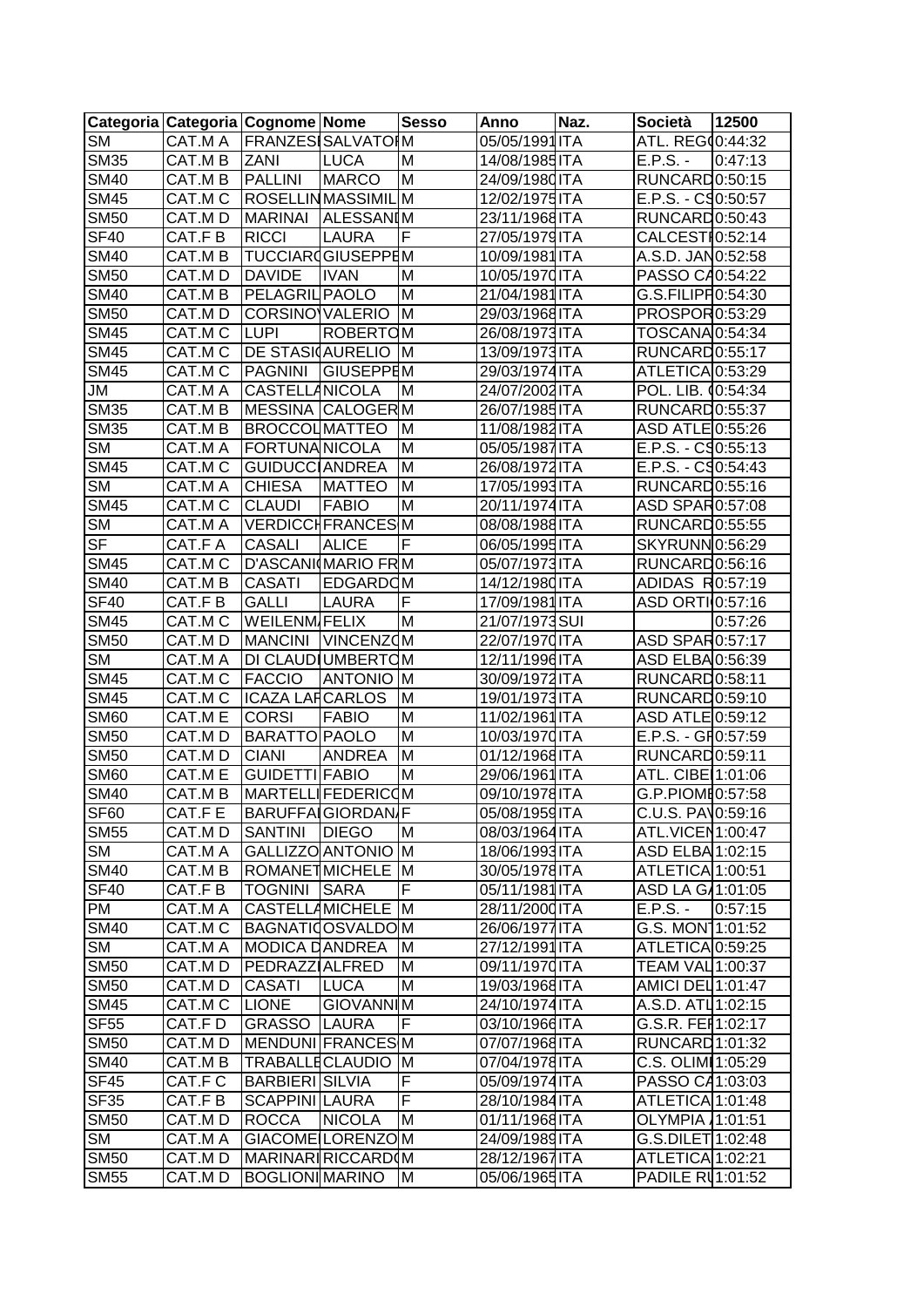| Categoria | Categoria | Cognome | Nome | Sesso | Anno | Naz. | Società | 12500 |
|---|---|---|---|---|---|---|---|---|
| SM | CAT.M A | FRANZESI | SALVATOI | M | 05/05/1991 | ITA | ATL. REG( | 0:44:32 |
| SM35 | CAT.M B | ZANI | LUCA | M | 14/08/1985 | ITA | E.P.S. - | 0:47:13 |
| SM40 | CAT.M B | PALLINI | MARCO | M | 24/09/1980 | ITA | RUNCARD | 0:50:15 |
| SM45 | CAT.M C | ROSELLIN | MASSIMIL | M | 12/02/1975 | ITA | E.P.S. - CS | 0:50:57 |
| SM50 | CAT.M D | MARINAI | ALESSANI | M | 23/11/1968 | ITA | RUNCARD | 0:50:43 |
| SF40 | CAT.F B | RICCI | LAURA | F | 27/05/1979 | ITA | CALCESTI | 0:52:14 |
| SM40 | CAT.M B | TUCCIAR( | GIUSEPPE | M | 10/09/1981 | ITA | A.S.D. JAN | 0:52:58 |
| SM50 | CAT.M D | DAVIDE | IVAN | M | 10/05/1970 | ITA | PASSO CA | 0:54:22 |
| SM40 | CAT.M B | PELAGRIL | PAOLO | M | 21/04/1981 | ITA | G.S.FILIPI | 0:54:30 |
| SM50 | CAT.M D | CORSINO | VALERIO | M | 29/03/1968 | ITA | PROSPOR | 0:53:29 |
| SM45 | CAT.M C | LUPI | ROBERTO | M | 26/08/1973 | ITA | TOSCANA | 0:54:34 |
| SM45 | CAT.M C | DE STASI( | AURELIO | M | 13/09/1973 | ITA | RUNCARD | 0:55:17 |
| SM45 | CAT.M C | PAGNINI | GIUSEPPE | M | 29/03/1974 | ITA | ATLETICA | 0:53:29 |
| JM | CAT.M A | CASTELLA | NICOLA | M | 24/07/2002 | ITA | POL. LIB. ( | 0:54:34 |
| SM35 | CAT.M B | MESSINA | CALOGER | M | 26/07/1985 | ITA | RUNCARD | 0:55:37 |
| SM35 | CAT.M B | BROCCOL | MATTEO | M | 11/08/1982 | ITA | ASD ATLE | 0:55:26 |
| SM | CAT.M A | FORTUNA | NICOLA | M | 05/05/1987 | ITA | E.P.S. - CS | 0:55:13 |
| SM45 | CAT.M C | GUIDUCCI | ANDREA | M | 26/08/1972 | ITA | E.P.S. - CS | 0:54:43 |
| SM | CAT.M A | CHIESA | MATTEO | M | 17/05/1993 | ITA | RUNCARD | 0:55:16 |
| SM45 | CAT.M C | CLAUDI | FABIO | M | 20/11/1974 | ITA | ASD SPAR | 0:57:08 |
| SM | CAT.M A | VERDICCI | FRANCES | M | 08/08/1988 | ITA | RUNCARD | 0:55:55 |
| SF | CAT.F A | CASALI | ALICE | F | 06/05/1995 | ITA | SKYRUNN | 0:56:29 |
| SM45 | CAT.M C | D'ASCANI( | MARIO FR | M | 05/07/1973 | ITA | RUNCARD | 0:56:16 |
| SM40 | CAT.M B | CASATI | EDGARDO | M | 14/12/1980 | ITA | ADIDAS R | 0:57:19 |
| SF40 | CAT.F B | GALLI | LAURA | F | 17/09/1981 | ITA | ASD ORTI | 0:57:16 |
| SM45 | CAT.M C | WEILENM | FELIX | M | 21/07/1973 | SUI | | 0:57:26 |
| SM50 | CAT.M D | MANCINI | VINCENZO | M | 22/07/1970 | ITA | ASD SPAR | 0:57:17 |
| SM | CAT.M A | DI CLAUDI | UMBERTO | M | 12/11/1996 | ITA | ASD ELBA | 0:56:39 |
| SM45 | CAT.M C | FACCIO | ANTONIO | M | 30/09/1972 | ITA | RUNCARD | 0:58:11 |
| SM45 | CAT.M C | ICAZA LAF | CARLOS | M | 19/01/1973 | ITA | RUNCARD | 0:59:10 |
| SM60 | CAT.M E | CORSI | FABIO | M | 11/02/1961 | ITA | ASD ATLE | 0:59:12 |
| SM50 | CAT.M D | BARATTO | PAOLO | M | 10/03/1970 | ITA | E.P.S. - GI | 0:57:59 |
| SM50 | CAT.M D | CIANI | ANDREA | M | 01/12/1968 | ITA | RUNCARD | 0:59:11 |
| SM60 | CAT.M E | GUIDETTI | FABIO | M | 29/06/1961 | ITA | ATL. CIBE | 1:01:06 |
| SM40 | CAT.M B | MARTELLI | FEDERICO | M | 09/10/1978 | ITA | G.P.PIOMI | 0:57:58 |
| SF60 | CAT.F E | BARUFFAI | GIORDANA | F | 05/08/1959 | ITA | C.U.S. PAV | 0:59:16 |
| SM55 | CAT.M D | SANTINI | DIEGO | M | 08/03/1964 | ITA | ATL.VICEN | 1:00:47 |
| SM | CAT.M A | GALLIZZO | ANTONIO | M | 18/06/1993 | ITA | ASD ELBA | 1:02:15 |
| SM40 | CAT.M B | ROMANET | MICHELE | M | 30/05/1978 | ITA | ATLETICA | 1:00:51 |
| SF40 | CAT.F B | TOGNINI | SARA | F | 05/11/1981 | ITA | ASD LA GA | 1:01:05 |
| PM | CAT.M A | CASTELLA | MICHELE | M | 28/11/2000 | ITA | E.P.S. - | 0:57:15 |
| SM40 | CAT.M C | BAGNATIO | OSVALDO | M | 26/06/1977 | ITA | G.S. MONT | 1:01:52 |
| SM | CAT.M A | MODICA D | ANDREA | M | 27/12/1991 | ITA | ATLETICA | 0:59:25 |
| SM50 | CAT.M D | PEDRAZZI | ALFRED | M | 09/11/1970 | ITA | TEAM VAL | 1:00:37 |
| SM50 | CAT.M D | CASATI | LUCA | M | 19/03/1968 | ITA | AMICI DEL | 1:01:47 |
| SM45 | CAT.M C | LIONE | GIOVANNI | M | 24/10/1974 | ITA | A.S.D. ATL | 1:02:15 |
| SF55 | CAT.F D | GRASSO | LAURA | F | 03/10/1966 | ITA | G.S.R. FEI | 1:02:17 |
| SM50 | CAT.M D | MENDUNI | FRANCES | M | 07/07/1968 | ITA | RUNCARD | 1:01:32 |
| SM40 | CAT.M B | TRABALLE | CLAUDIO | M | 07/04/1978 | ITA | C.S. OLIMI | 1:05:29 |
| SF45 | CAT.F C | BARBIERI | SILVIA | F | 05/09/1974 | ITA | PASSO CA | 1:03:03 |
| SF35 | CAT.F B | SCAPPINI | LAURA | F | 28/10/1984 | ITA | ATLETICA | 1:01:48 |
| SM50 | CAT.M D | ROCCA | NICOLA | M | 01/11/1968 | ITA | OLYMPIA | 1:01:51 |
| SM | CAT.M A | GIACOMEI | LORENZO | M | 24/09/1989 | ITA | G.S.DILET | 1:02:48 |
| SM50 | CAT.M D | MARINARI | RICCARD( | M | 28/12/1967 | ITA | ATLETICA | 1:02:21 |
| SM55 | CAT.M D | BOGLIONI | MARINO | M | 05/06/1965 | ITA | PADILE RU | 1:01:52 |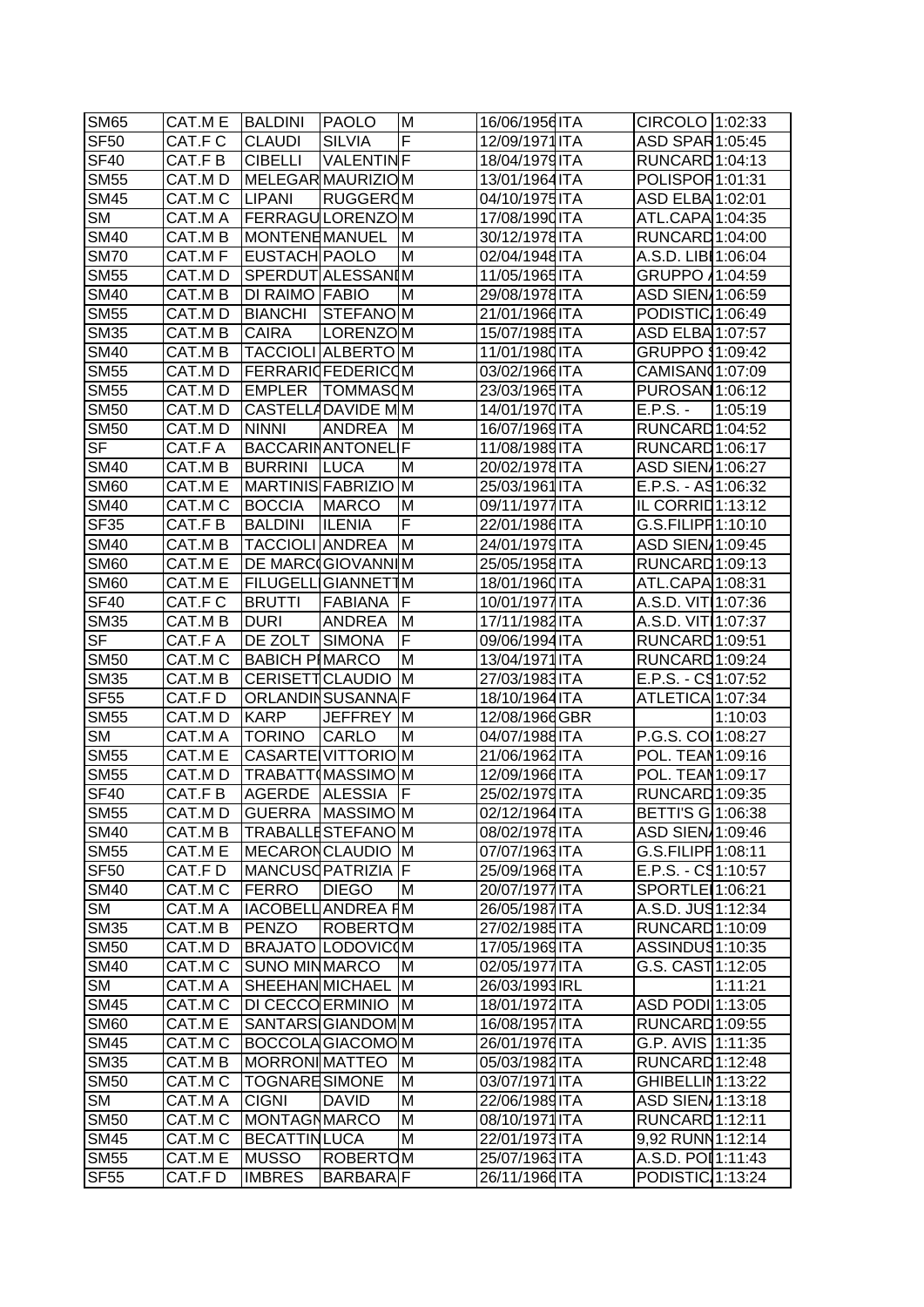| SM65 | CAT.M E | BALDINI | PAOLO | M | 16/06/1956 | ITA | CIRCOLO | 1:02:33 |
|---|---|---|---|---|---|---|---|---|
| SF50 | CAT.F C | CLAUDI | SILVIA | F | 12/09/1971 | ITA | ASD SPAR | 1:05:45 |
| SF40 | CAT.F B | CIBELLI | VALENTIN | F | 18/04/1979 | ITA | RUNCARD | 1:04:13 |
| SM55 | CAT.M D | MELEGAR | MAURIZIO | M | 13/01/1964 | ITA | POLISPOR | 1:01:31 |
| SM45 | CAT.M C | LIPANI | RUGGERO | M | 04/10/1975 | ITA | ASD ELBA | 1:02:01 |
| SM | CAT.M A | FERRAGU | LORENZO | M | 17/08/1990 | ITA | ATL.CAPA | 1:04:35 |
| SM40 | CAT.M B | MONTENE | MANUEL | M | 30/12/1978 | ITA | RUNCARD | 1:04:00 |
| SM70 | CAT.M F | EUSTACH | PAOLO | M | 02/04/1948 | ITA | A.S.D. LIBI | 1:06:04 |
| SM55 | CAT.M D | SPERDUT | ALESSANI | M | 11/05/1965 | ITA | GRUPPO | 1:04:59 |
| SM40 | CAT.M B | DI RAIMO | FABIO | M | 29/08/1978 | ITA | ASD SIEN | 1:06:59 |
| SM55 | CAT.M D | BIANCHI | STEFANO | M | 21/01/1966 | ITA | PODISTIC | 1:06:49 |
| SM35 | CAT.M B | CAIRA | LORENZO | M | 15/07/1985 | ITA | ASD ELBA | 1:07:57 |
| SM40 | CAT.M B | TACCIOLI | ALBERTO | M | 11/01/1980 | ITA | GRUPPO S | 1:09:42 |
| SM55 | CAT.M D | FERRARIO | FEDERICO | M | 03/02/1966 | ITA | CAMISANO | 1:07:09 |
| SM55 | CAT.M D | EMPLER | TOMMASO | M | 23/03/1965 | ITA | PUROSAN | 1:06:12 |
| SM50 | CAT.M D | CASTELLA | DAVIDE M | M | 14/01/1970 | ITA | E.P.S. - | 1:05:19 |
| SM50 | CAT.M D | NINNI | ANDREA | M | 16/07/1969 | ITA | RUNCARD | 1:04:52 |
| SF | CAT.F A | BACCARIN | ANTONEL | F | 11/08/1989 | ITA | RUNCARD | 1:06:17 |
| SM40 | CAT.M B | BURRINI | LUCA | M | 20/02/1978 | ITA | ASD SIEN | 1:06:27 |
| SM60 | CAT.M E | MARTINIS | FABRIZIO | M | 25/03/1961 | ITA | E.P.S. - AS | 1:06:32 |
| SM40 | CAT.M C | BOCCIA | MARCO | M | 09/11/1977 | ITA | IL CORRID | 1:13:12 |
| SF35 | CAT.F B | BALDINI | ILENIA | F | 22/01/1986 | ITA | G.S.FILIPP | 1:10:10 |
| SM40 | CAT.M B | TACCIOLI | ANDREA | M | 24/01/1979 | ITA | ASD SIEN | 1:09:45 |
| SM60 | CAT.M E | DE MARCO | GIOVANNI | M | 25/05/1958 | ITA | RUNCARD | 1:09:13 |
| SM60 | CAT.M E | FILUGELL | GIANNETT | M | 18/01/1960 | ITA | ATL.CAPA | 1:08:31 |
| SF40 | CAT.F C | BRUTTI | FABIANA | F | 10/01/1977 | ITA | A.S.D. VIT | 1:07:36 |
| SM35 | CAT.M B | DURI | ANDREA | M | 17/11/1982 | ITA | A.S.D. VIT | 1:07:37 |
| SF | CAT.F A | DE ZOLT | SIMONA | F | 09/06/1994 | ITA | RUNCARD | 1:09:51 |
| SM50 | CAT.M C | BABICH P | MARCO | M | 13/04/1971 | ITA | RUNCARD | 1:09:24 |
| SM35 | CAT.M B | CERISETT | CLAUDIO | M | 27/03/1983 | ITA | E.P.S. - CS | 1:07:52 |
| SF55 | CAT.F D | ORLANDIN | SUSANNA | F | 18/10/1964 | ITA | ATLETICA | 1:07:34 |
| SM55 | CAT.M D | KARP | JEFFREY | M | 12/08/1966 | GBR | | 1:10:03 |
| SM | CAT.M A | TORINO | CARLO | M | 04/07/1988 | ITA | P.G.S. CO | 1:08:27 |
| SM55 | CAT.M E | CASARTE | VITTORIO | M | 21/06/1962 | ITA | POL. TEAM | 1:09:16 |
| SM55 | CAT.M D | TRABATT | MASSIMO | M | 12/09/1966 | ITA | POL. TEAM | 1:09:17 |
| SF40 | CAT.F B | AGERDE | ALESSIA | F | 25/02/1979 | ITA | RUNCARD | 1:09:35 |
| SM55 | CAT.M D | GUERRA | MASSIMO | M | 02/12/1964 | ITA | BETTI'S G | 1:06:38 |
| SM40 | CAT.M B | TRABALLE | STEFANO | M | 08/02/1978 | ITA | ASD SIEN | 1:09:46 |
| SM55 | CAT.M E | MECARON | CLAUDIO | M | 07/07/1963 | ITA | G.S.FILIPP | 1:08:11 |
| SF50 | CAT.F D | MANCUSO | PATRIZIA | F | 25/09/1968 | ITA | E.P.S. - CS | 1:10:57 |
| SM40 | CAT.M C | FERRO | DIEGO | M | 20/07/1977 | ITA | SPORTLE | 1:06:21 |
| SM | CAT.M A | IACOBELL | ANDREA F | M | 26/05/1987 | ITA | A.S.D. JUS | 1:12:34 |
| SM35 | CAT.M B | PENZO | ROBERTO | M | 27/02/1985 | ITA | RUNCARD | 1:10:09 |
| SM50 | CAT.M D | BRAJATO | LODOVICO | M | 17/05/1969 | ITA | ASSINDUS | 1:10:35 |
| SM40 | CAT.M C | SUNO MIN | MARCO | M | 02/05/1977 | ITA | G.S. CAST | 1:12:05 |
| SM | CAT.M A | SHEEHAN | MICHAEL | M | 26/03/1993 | IRL | | 1:11:21 |
| SM45 | CAT.M C | DI CECCO | ERMINIO | M | 18/01/1972 | ITA | ASD PODI | 1:13:05 |
| SM60 | CAT.M E | SANTARS | GIANDOM | M | 16/08/1957 | ITA | RUNCARD | 1:09:55 |
| SM45 | CAT.M C | BOCCOLA | GIACOMO | M | 26/01/1976 | ITA | G.P. AVIS | 1:11:35 |
| SM35 | CAT.M B | MORRONI | MATTEO | M | 05/03/1982 | ITA | RUNCARD | 1:12:48 |
| SM50 | CAT.M C | TOGNARE | SIMONE | M | 03/07/1971 | ITA | GHIBELLIN | 1:13:22 |
| SM | CAT.M A | CIGNI | DAVID | M | 22/06/1989 | ITA | ASD SIEN | 1:13:18 |
| SM50 | CAT.M C | MONTAGN | MARCO | M | 08/10/1971 | ITA | RUNCARD | 1:12:11 |
| SM45 | CAT.M C | BECATTIN | LUCA | M | 22/01/1973 | ITA | 9,92 RUNN | 1:12:14 |
| SM55 | CAT.M E | MUSSO | ROBERTO | M | 25/07/1963 | ITA | A.S.D. POI | 1:11:43 |
| SF55 | CAT.F D | IMBRES | BARBARA | F | 26/11/1966 | ITA | PODISTIC | 1:13:24 |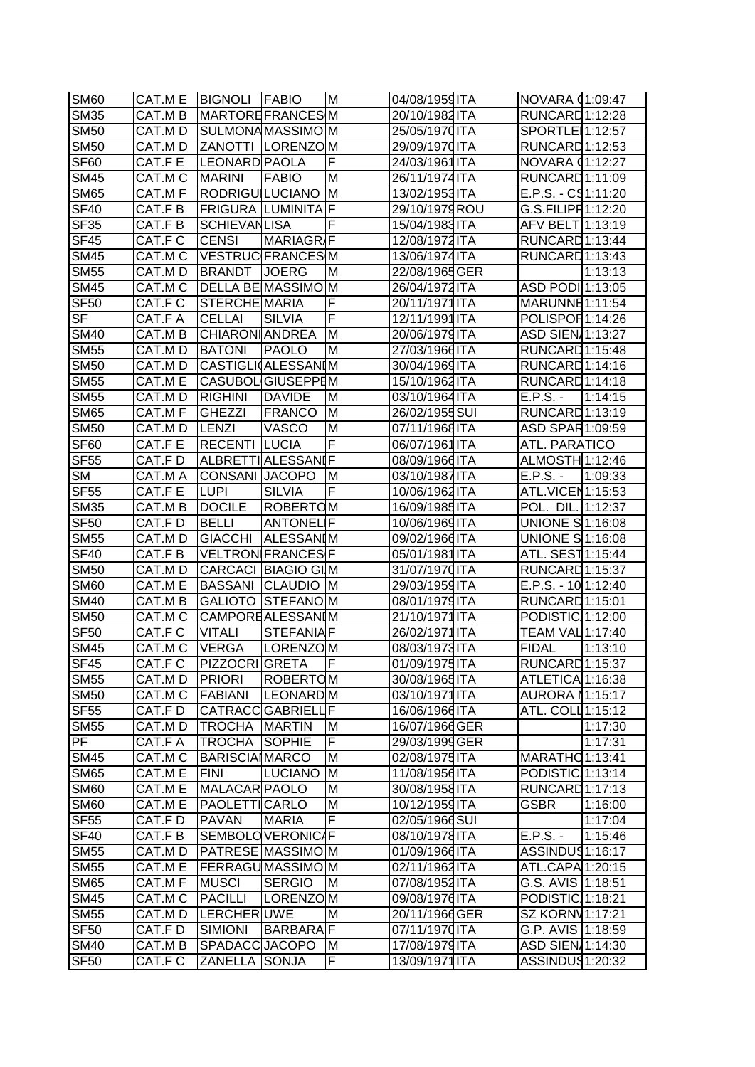| SM60 | CAT.M E | BIGNOLI | FABIO | M | 04/08/1959 | ITA | NOVARA ( | 1:09:47 |
|---|---|---|---|---|---|---|---|---|
| SM35 | CAT.M B | MARTORE | FRANCES | M | 20/10/1982 | ITA | RUNCARD | 1:12:28 |
| SM50 | CAT.M D | SULMONA | MASSIMO | M | 25/05/1970 | ITA | SPORTLE | 1:12:57 |
| SM50 | CAT.M D | ZANOTTI | LORENZO | M | 29/09/1970 | ITA | RUNCARD | 1:12:53 |
| SF60 | CAT.F E | LEONARD | PAOLA | F | 24/03/1961 | ITA | NOVARA ( | 1:12:27 |
| SM45 | CAT.M C | MARINI | FABIO | M | 26/11/1974 | ITA | RUNCARD | 1:11:09 |
| SM65 | CAT.M F | RODRIGU | LUCIANO | M | 13/02/1953 | ITA | E.P.S. - C | 1:11:20 |
| SF40 | CAT.F B | FRIGURA | LUMINITA | F | 29/10/1979 | ROU | G.S.FILIPF | 1:12:20 |
| SF35 | CAT.F B | SCHIEVAN | LISA | F | 15/04/1983 | ITA | AFV BELT | 1:13:19 |
| SF45 | CAT.F C | CENSI | MARIAGRA | F | 12/08/1972 | ITA | RUNCARD | 1:13:44 |
| SM45 | CAT.M C | VESTRUC | FRANCES | M | 13/06/1974 | ITA | RUNCARD | 1:13:43 |
| SM55 | CAT.M D | BRANDT | JOERG | M | 22/08/1965 | GER | | 1:13:13 |
| SM45 | CAT.M C | DELLA BE | MASSIMO | M | 26/04/1972 | ITA | ASD PODI | 1:13:05 |
| SF50 | CAT.F C | STERCHE | MARIA | F | 20/11/1971 | ITA | MARUNNE | 1:11:54 |
| SF | CAT.F A | CELLAI | SILVIA | F | 12/11/1991 | ITA | POLISPOF | 1:14:26 |
| SM40 | CAT.M B | CHIARONI | ANDREA | M | 20/06/1979 | ITA | ASD SIEN | 1:13:27 |
| SM55 | CAT.M D | BATONI | PAOLO | M | 27/03/1966 | ITA | RUNCARD | 1:15:48 |
| SM50 | CAT.M D | CASTIGLI | ALESSAND | M | 30/04/1969 | ITA | RUNCARD | 1:14:16 |
| SM55 | CAT.M E | CASUBOL | GIUSEPPE | M | 15/10/1962 | ITA | RUNCARD | 1:14:18 |
| SM55 | CAT.M D | RIGHINI | DAVIDE | M | 03/10/1964 | ITA | E.P.S. - | 1:14:15 |
| SM65 | CAT.M F | GHEZZI | FRANCO | M | 26/02/1955 | SUI | RUNCARD | 1:13:19 |
| SM50 | CAT.M D | LENZI | VASCO | M | 07/11/1968 | ITA | ASD SPAR | 1:09:59 |
| SF60 | CAT.F E | RECENTI | LUCIA | F | 06/07/1961 | ITA | ATL. PARATICO | |
| SF55 | CAT.F D | ALBRETTI | ALESSAND | F | 08/09/1966 | ITA | ALMOSTH | 1:12:46 |
| SM | CAT.M A | CONSANI | JACOPO | M | 03/10/1987 | ITA | E.P.S. - | 1:09:33 |
| SF55 | CAT.F E | LUPI | SILVIA | F | 10/06/1962 | ITA | ATL.VICEN | 1:15:53 |
| SM35 | CAT.M B | DOCILE | ROBERTO | M | 16/09/1985 | ITA | POL. DIL. | 1:12:37 |
| SF50 | CAT.F D | BELLI | ANTONEL | F | 10/06/1969 | ITA | UNIONE S | 1:16:08 |
| SM55 | CAT.M D | GIACCHI | ALESSAND | M | 09/02/1966 | ITA | UNIONE S | 1:16:08 |
| SF40 | CAT.F B | VELTRON | FRANCES | F | 05/01/1981 | ITA | ATL. SEST | 1:15:44 |
| SM50 | CAT.M D | CARCACI | BIAGIO GI | M | 31/07/1970 | ITA | RUNCARD | 1:15:37 |
| SM60 | CAT.M E | BASSANI | CLAUDIO | M | 29/03/1959 | ITA | E.P.S. - 10 | 1:12:40 |
| SM40 | CAT.M B | GALIOTO | STEFANO | M | 08/01/1979 | ITA | RUNCARD | 1:15:01 |
| SM50 | CAT.M C | CAMPORE | ALESSAND | M | 21/10/1971 | ITA | PODISTIC | 1:12:00 |
| SF50 | CAT.F C | VITALI | STEFANIA | F | 26/02/1971 | ITA | TEAM VAL | 1:17:40 |
| SM45 | CAT.M C | VERGA | LORENZO | M | 08/03/1973 | ITA | FIDAL | 1:13:10 |
| SF45 | CAT.F C | PIZZOCRI | GRETA | F | 01/09/1975 | ITA | RUNCARD | 1:15:37 |
| SM55 | CAT.M D | PRIORI | ROBERTO | M | 30/08/1965 | ITA | ATLETICA | 1:16:38 |
| SM50 | CAT.M C | FABIANI | LEONARD | M | 03/10/1971 | ITA | AURORA I | 1:15:17 |
| SF55 | CAT.F D | CATRACC | GABRIELL | F | 16/06/1966 | ITA | ATL. COLL | 1:15:12 |
| SM55 | CAT.M D | TROCHA | MARTIN | M | 16/07/1966 | GER | | 1:17:30 |
| PF | CAT.F A | TROCHA | SOPHIE | F | 29/03/1999 | GER | | 1:17:31 |
| SM45 | CAT.M C | BARISCIA | MARCO | M | 02/08/1975 | ITA | MARATHO | 1:13:41 |
| SM65 | CAT.M E | FINI | LUCIANO | M | 11/08/1956 | ITA | PODISTIC | 1:13:14 |
| SM60 | CAT.M E | MALACAR | PAOLO | M | 30/08/1958 | ITA | RUNCARD | 1:17:13 |
| SM60 | CAT.M E | PAOLETTI | CARLO | M | 10/12/1959 | ITA | GSBR | 1:16:00 |
| SF55 | CAT.F D | PAVAN | MARIA | F | 02/05/1966 | SUI | | 1:17:04 |
| SF40 | CAT.F B | SEMBOLO | VERONICA | F | 08/10/1978 | ITA | E.P.S. - | 1:15:46 |
| SM55 | CAT.M D | PATRESE | MASSIMO | M | 01/09/1966 | ITA | ASSINDUS | 1:16:17 |
| SM55 | CAT.M E | FERRAGU | MASSIMO | M | 02/11/1962 | ITA | ATL.CAPA | 1:20:15 |
| SM65 | CAT.M F | MUSCI | SERGIO | M | 07/08/1952 | ITA | G.S. AVIS | 1:18:51 |
| SM45 | CAT.M C | PACILLI | LORENZO | M | 09/08/1976 | ITA | PODISTIC | 1:18:21 |
| SM55 | CAT.M D | LERCHER | UWE | M | 20/11/1966 | GER | SZ KORNV | 1:17:21 |
| SF50 | CAT.F D | SIMIONI | BARBARA | F | 07/11/1970 | ITA | G.P. AVIS | 1:18:59 |
| SM40 | CAT.M B | SPADACC | JACOPO | M | 17/08/1979 | ITA | ASD SIEN | 1:14:30 |
| SF50 | CAT.F C | ZANELLA | SONJA | F | 13/09/1971 | ITA | ASSINDUS | 1:20:32 |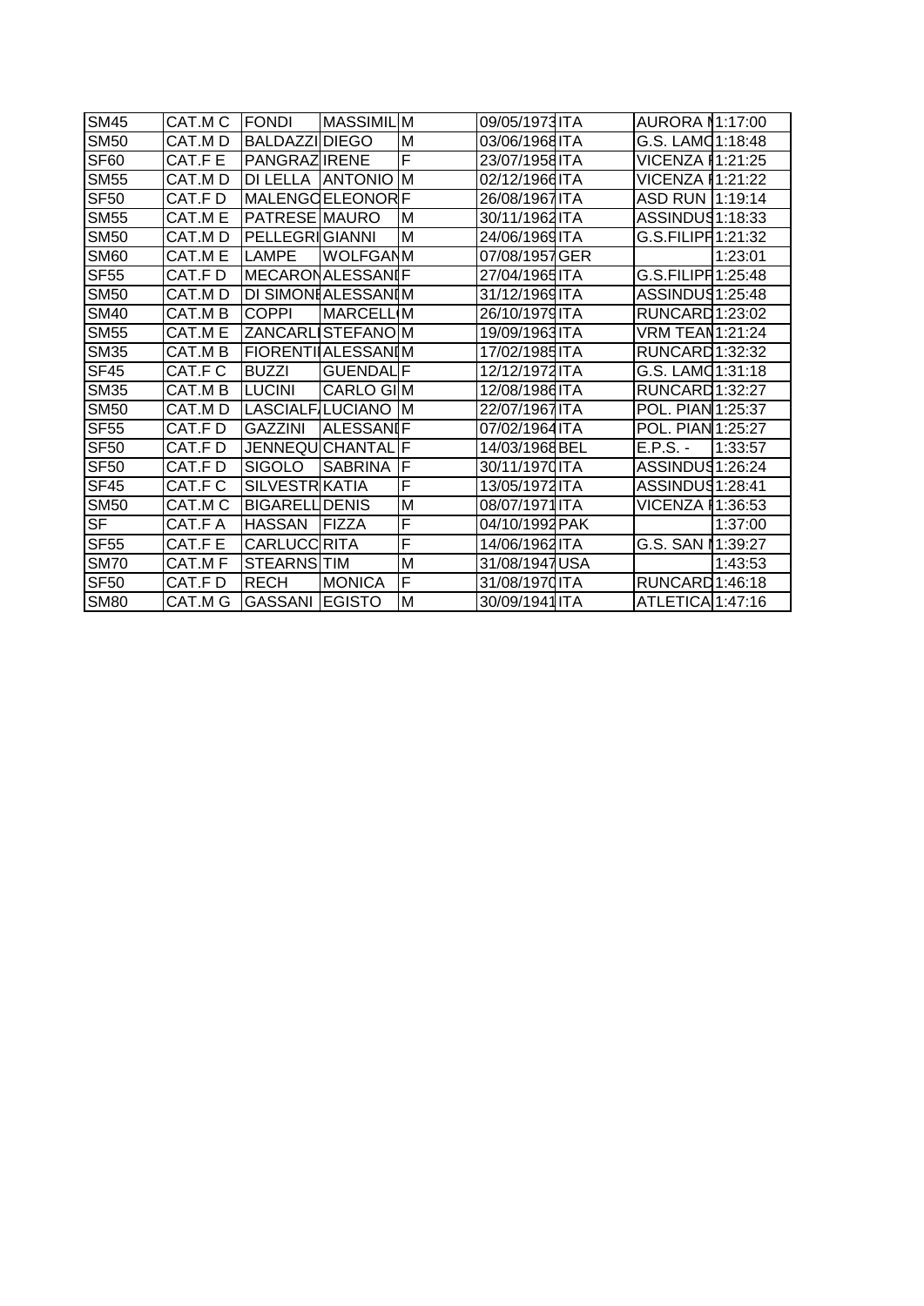| | | | | | | | | |
|---|---|---|---|---|---|---|---|---|
| SM45 | CAT.M C | FONDI | MASSIMIL | M | 09/05/1973 | ITA | AURORA M | 1:17:00 |
| SM50 | CAT.M D | BALDAZZI | DIEGO | M | 03/06/1968 | ITA | G.S. LAMO | 1:18:48 |
| SF60 | CAT.F E | PANGRAZ | IRENE | F | 23/07/1958 | ITA | VICENZA R | 1:21:25 |
| SM55 | CAT.M D | DI LELLA | ANTONIO | M | 02/12/1966 | ITA | VICENZA R | 1:21:22 |
| SF50 | CAT.F D | MALENGO | ELEONOR | F | 26/08/1967 | ITA | ASD RUN | 1:19:14 |
| SM55 | CAT.M E | PATRESE | MAURO | M | 30/11/1962 | ITA | ASSINDUS | 1:18:33 |
| SM50 | CAT.M D | PELLEGRI | GIANNI | M | 24/06/1969 | ITA | G.S.FILIPP | 1:21:32 |
| SM60 | CAT.M E | LAMPE | WOLFGAN | M | 07/08/1957 | GER | | 1:23:01 |
| SF55 | CAT.F D | MECARON | ALESSANI | F | 27/04/1965 | ITA | G.S.FILIPP | 1:25:48 |
| SM50 | CAT.M D | DI SIMONE | ALESSANI | M | 31/12/1969 | ITA | ASSINDUS | 1:25:48 |
| SM40 | CAT.M B | COPPI | MARCELL( | M | 26/10/1979 | ITA | RUNCARD | 1:23:02 |
| SM55 | CAT.M E | ZANCARLI | STEFANO | M | 19/09/1963 | ITA | VRM TEAM | 1:21:24 |
| SM35 | CAT.M B | FIORENTI | ALESSANI | M | 17/02/1985 | ITA | RUNCARD | 1:32:32 |
| SF45 | CAT.F C | BUZZI | GUENDAL | F | 12/12/1972 | ITA | G.S. LAMO | 1:31:18 |
| SM35 | CAT.M B | LUCINI | CARLO GI | M | 12/08/1986 | ITA | RUNCARD | 1:32:27 |
| SM50 | CAT.M D | LASCIALF | LUCIANO | M | 22/07/1967 | ITA | POL. PIAN | 1:25:37 |
| SF55 | CAT.F D | GAZZINI | ALESSANI | F | 07/02/1964 | ITA | POL. PIAN | 1:25:27 |
| SF50 | CAT.F D | JENNEQU | CHANTAL | F | 14/03/1968 | BEL | E.P.S. - | 1:33:57 |
| SF50 | CAT.F D | SIGOLO | SABRINA | F | 30/11/1970 | ITA | ASSINDUS | 1:26:24 |
| SF45 | CAT.F C | SILVESTR | KATIA | F | 13/05/1972 | ITA | ASSINDUS | 1:28:41 |
| SM50 | CAT.M C | BIGARELL | DENIS | M | 08/07/1971 | ITA | VICENZA R | 1:36:53 |
| SF | CAT.F A | HASSAN | FIZZA | F | 04/10/1992 | PAK | | 1:37:00 |
| SF55 | CAT.F E | CARLUCC | RITA | F | 14/06/1962 | ITA | G.S. SAN M | 1:39:27 |
| SM70 | CAT.M F | STEARNS | TIM | M | 31/08/1947 | USA | | 1:43:53 |
| SF50 | CAT.F D | RECH | MONICA | F | 31/08/1970 | ITA | RUNCARD | 1:46:18 |
| SM80 | CAT.M G | GASSANI | EGISTO | M | 30/09/1941 | ITA | ATLETICA | 1:47:16 |